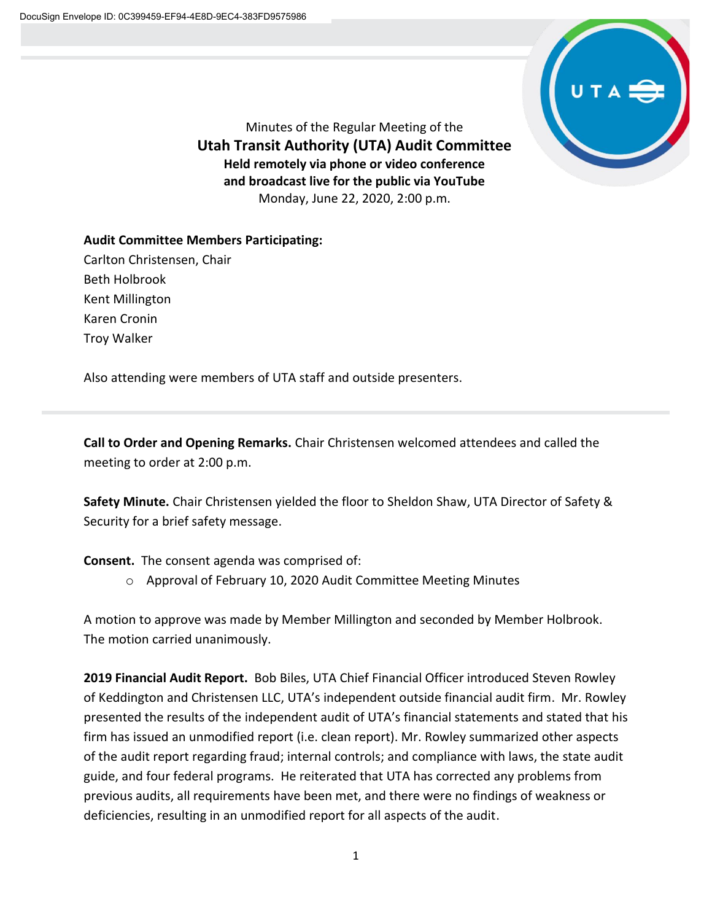Minutes of the Regular Meeting of the

# Utah Transit Authority (UTA) Audit Committee

**Held remotely via phone or video conference**
**and broadcast live for the public via YouTube**

Monday, June 22, 2020, 2:00 p.m.

**Audit Committee Members Participating:**

Carlton Christensen, Chair
Beth Holbrook
Kent Millington
Karen Cronin
Troy Walker

Also attending were members of UTA staff and outside presenters.

---

**Call to Order and Opening Remarks.** Chair Christensen welcomed attendees and called the meeting to order at 2:00 p.m.

**Safety Minute.** Chair Christensen yielded the floor to Sheldon Shaw, UTA Director of Safety & Security for a brief safety message.

**Consent.** The consent agenda was comprised of:

- Approval of February 10, 2020 Audit Committee Meeting Minutes

A motion to approve was made by Member Millington and seconded by Member Holbrook. The motion carried unanimously.

**2019 Financial Audit Report.** Bob Biles, UTA Chief Financial Officer introduced Steven Rowley of Keddington and Christensen LLC, UTA's independent outside financial audit firm. Mr. Rowley presented the results of the independent audit of UTA's financial statements and stated that his firm has issued an unmodified report (i.e. clean report). Mr. Rowley summarized other aspects of the audit report regarding fraud; internal controls; and compliance with laws, the state audit guide, and four federal programs. He reiterated that UTA has corrected any problems from previous audits, all requirements have been met, and there were no findings of weakness or deficiencies, resulting in an unmodified report for all aspects of the audit.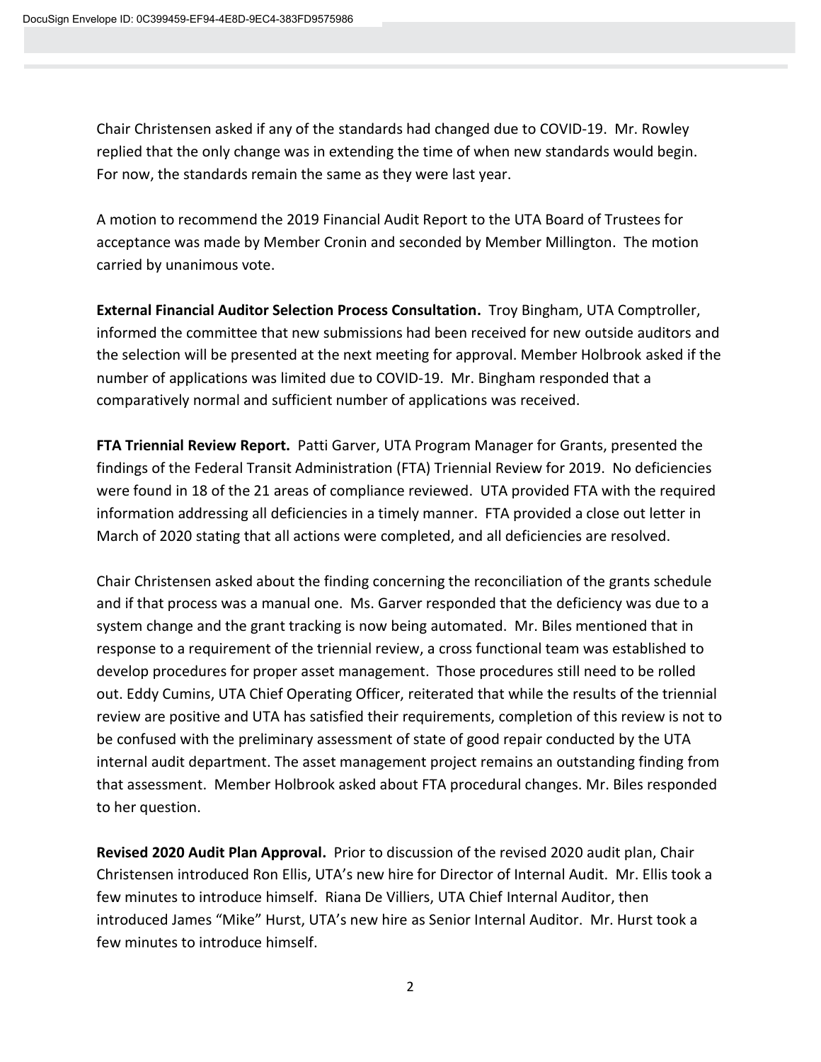Chair Christensen asked if any of the standards had changed due to COVID-19. Mr. Rowley replied that the only change was in extending the time of when new standards would begin. For now, the standards remain the same as they were last year.

A motion to recommend the 2019 Financial Audit Report to the UTA Board of Trustees for acceptance was made by Member Cronin and seconded by Member Millington. The motion carried by unanimous vote.

**External Financial Auditor Selection Process Consultation.** Troy Bingham, UTA Comptroller, informed the committee that new submissions had been received for new outside auditors and the selection will be presented at the next meeting for approval. Member Holbrook asked if the number of applications was limited due to COVID-19. Mr. Bingham responded that a comparatively normal and sufficient number of applications was received.

**FTA Triennial Review Report.** Patti Garver, UTA Program Manager for Grants, presented the findings of the Federal Transit Administration (FTA) Triennial Review for 2019. No deficiencies were found in 18 of the 21 areas of compliance reviewed. UTA provided FTA with the required information addressing all deficiencies in a timely manner. FTA provided a close out letter in March of 2020 stating that all actions were completed, and all deficiencies are resolved.

Chair Christensen asked about the finding concerning the reconciliation of the grants schedule and if that process was a manual one. Ms. Garver responded that the deficiency was due to a system change and the grant tracking is now being automated. Mr. Biles mentioned that in response to a requirement of the triennial review, a cross functional team was established to develop procedures for proper asset management. Those procedures still need to be rolled out. Eddy Cumins, UTA Chief Operating Officer, reiterated that while the results of the triennial review are positive and UTA has satisfied their requirements, completion of this review is not to be confused with the preliminary assessment of state of good repair conducted by the UTA internal audit department. The asset management project remains an outstanding finding from that assessment. Member Holbrook asked about FTA procedural changes. Mr. Biles responded to her question.

**Revised 2020 Audit Plan Approval.** Prior to discussion of the revised 2020 audit plan, Chair Christensen introduced Ron Ellis, UTA's new hire for Director of Internal Audit. Mr. Ellis took a few minutes to introduce himself. Riana De Villiers, UTA Chief Internal Auditor, then introduced James "Mike" Hurst, UTA's new hire as Senior Internal Auditor. Mr. Hurst took a few minutes to introduce himself.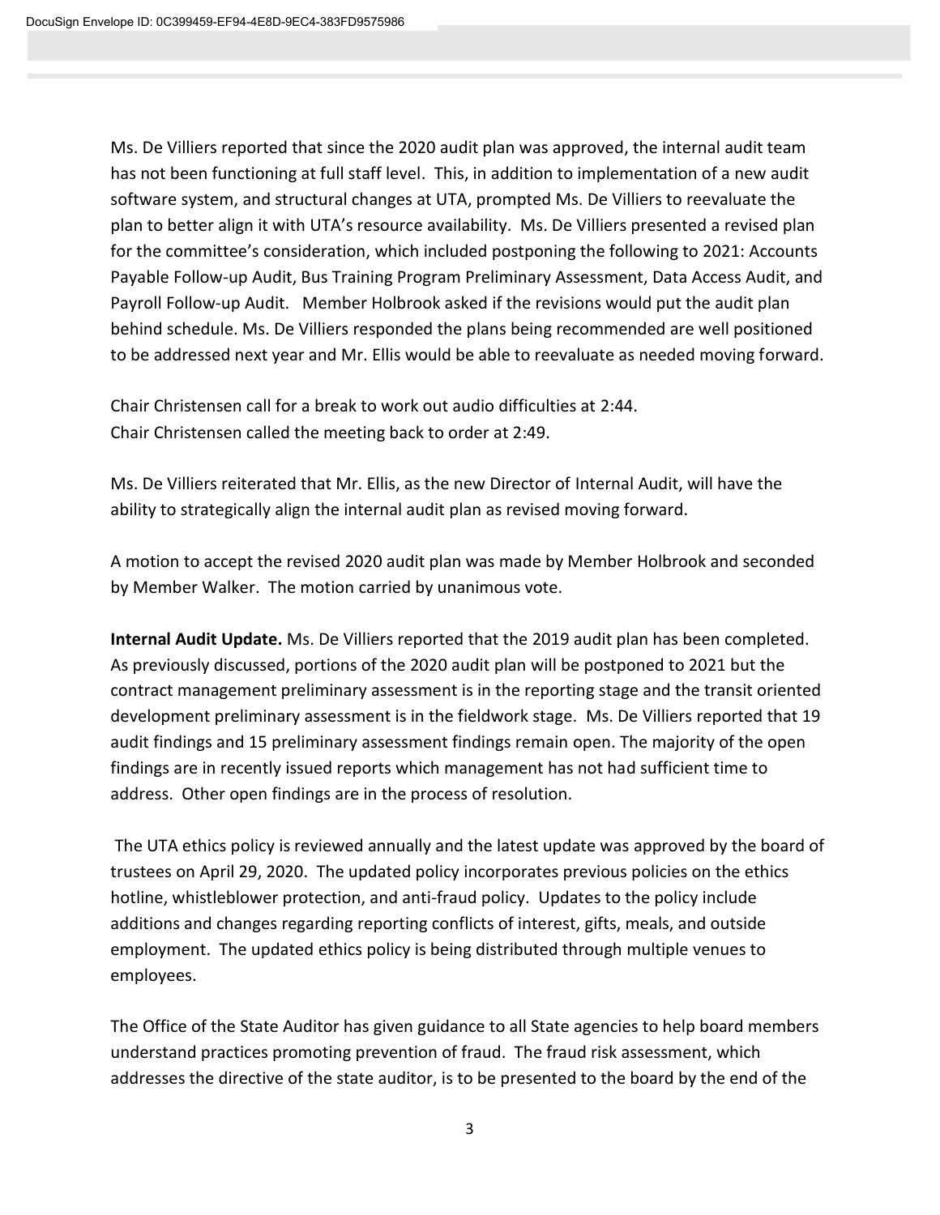Ms. De Villiers reported that since the 2020 audit plan was approved, the internal audit team has not been functioning at full staff level. This, in addition to implementation of a new audit software system, and structural changes at UTA, prompted Ms. De Villiers to reevaluate the plan to better align it with UTA's resource availability. Ms. De Villiers presented a revised plan for the committee's consideration, which included postponing the following to 2021: Accounts Payable Follow-up Audit, Bus Training Program Preliminary Assessment, Data Access Audit, and Payroll Follow-up Audit. Member Holbrook asked if the revisions would put the audit plan behind schedule. Ms. De Villiers responded the plans being recommended are well positioned to be addressed next year and Mr. Ellis would be able to reevaluate as needed moving forward.

Chair Christensen call for a break to work out audio difficulties at 2:44.
Chair Christensen called the meeting back to order at 2:49.

Ms. De Villiers reiterated that Mr. Ellis, as the new Director of Internal Audit, will have the ability to strategically align the internal audit plan as revised moving forward.

A motion to accept the revised 2020 audit plan was made by Member Holbrook and seconded by Member Walker. The motion carried by unanimous vote.

**Internal Audit Update.** Ms. De Villiers reported that the 2019 audit plan has been completed. As previously discussed, portions of the 2020 audit plan will be postponed to 2021 but the contract management preliminary assessment is in the reporting stage and the transit oriented development preliminary assessment is in the fieldwork stage. Ms. De Villiers reported that 19 audit findings and 15 preliminary assessment findings remain open. The majority of the open findings are in recently issued reports which management has not had sufficient time to address. Other open findings are in the process of resolution.

The UTA ethics policy is reviewed annually and the latest update was approved by the board of trustees on April 29, 2020. The updated policy incorporates previous policies on the ethics hotline, whistleblower protection, and anti-fraud policy. Updates to the policy include additions and changes regarding reporting conflicts of interest, gifts, meals, and outside employment. The updated ethics policy is being distributed through multiple venues to employees.

The Office of the State Auditor has given guidance to all State agencies to help board members understand practices promoting prevention of fraud. The fraud risk assessment, which addresses the directive of the state auditor, is to be presented to the board by the end of the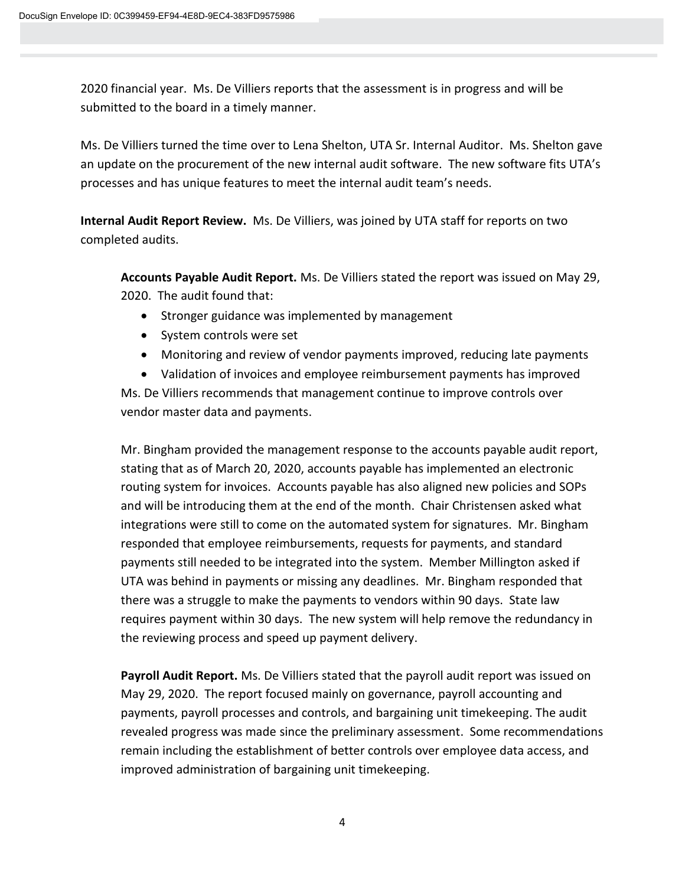2020 financial year. Ms. De Villiers reports that the assessment is in progress and will be submitted to the board in a timely manner.

Ms. De Villiers turned the time over to Lena Shelton, UTA Sr. Internal Auditor. Ms. Shelton gave an update on the procurement of the new internal audit software. The new software fits UTA's processes and has unique features to meet the internal audit team's needs.

**Internal Audit Report Review.** Ms. De Villiers, was joined by UTA staff for reports on two completed audits.

**Accounts Payable Audit Report.** Ms. De Villiers stated the report was issued on May 29, 2020. The audit found that:

- Stronger guidance was implemented by management
- System controls were set
- Monitoring and review of vendor payments improved, reducing late payments
- Validation of invoices and employee reimbursement payments has improved

Ms. De Villiers recommends that management continue to improve controls over vendor master data and payments.

Mr. Bingham provided the management response to the accounts payable audit report, stating that as of March 20, 2020, accounts payable has implemented an electronic routing system for invoices. Accounts payable has also aligned new policies and SOPs and will be introducing them at the end of the month. Chair Christensen asked what integrations were still to come on the automated system for signatures. Mr. Bingham responded that employee reimbursements, requests for payments, and standard payments still needed to be integrated into the system. Member Millington asked if UTA was behind in payments or missing any deadlines. Mr. Bingham responded that there was a struggle to make the payments to vendors within 90 days. State law requires payment within 30 days. The new system will help remove the redundancy in the reviewing process and speed up payment delivery.

**Payroll Audit Report.** Ms. De Villiers stated that the payroll audit report was issued on May 29, 2020. The report focused mainly on governance, payroll accounting and payments, payroll processes and controls, and bargaining unit timekeeping. The audit revealed progress was made since the preliminary assessment. Some recommendations remain including the establishment of better controls over employee data access, and improved administration of bargaining unit timekeeping.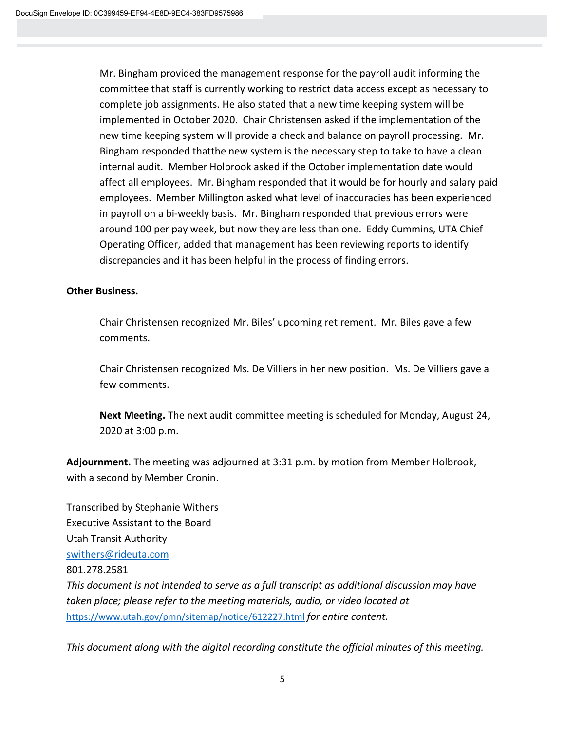Mr. Bingham provided the management response for the payroll audit informing the committee that staff is currently working to restrict data access except as necessary to complete job assignments. He also stated that a new time keeping system will be implemented in October 2020. Chair Christensen asked if the implementation of the new time keeping system will provide a check and balance on payroll processing. Mr. Bingham responded thatthe new system is the necessary step to take to have a clean internal audit. Member Holbrook asked if the October implementation date would affect all employees. Mr. Bingham responded that it would be for hourly and salary paid employees. Member Millington asked what level of inaccuracies has been experienced in payroll on a bi-weekly basis. Mr. Bingham responded that previous errors were around 100 per pay week, but now they are less than one. Eddy Cummins, UTA Chief Operating Officer, added that management has been reviewing reports to identify discrepancies and it has been helpful in the process of finding errors.

**Other Business.**

Chair Christensen recognized Mr. Biles' upcoming retirement. Mr. Biles gave a few comments.

Chair Christensen recognized Ms. De Villiers in her new position. Ms. De Villiers gave a few comments.

**Next Meeting.** The next audit committee meeting is scheduled for Monday, August 24, 2020 at 3:00 p.m.

**Adjournment.** The meeting was adjourned at 3:31 p.m. by motion from Member Holbrook, with a second by Member Cronin.

Transcribed by Stephanie Withers
Executive Assistant to the Board
Utah Transit Authority
swithers@rideuta.com
801.278.2581
*This document is not intended to serve as a full transcript as additional discussion may have taken place; please refer to the meeting materials, audio, or video located at* https://www.utah.gov/pmn/sitemap/notice/612227.html *for entire content.*

*This document along with the digital recording constitute the official minutes of this meeting.*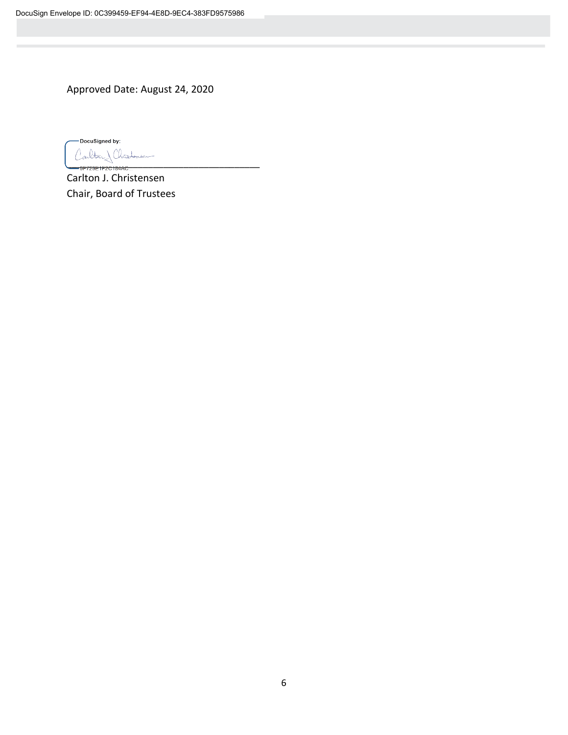DocuSign Envelope ID: 0C399459-EF94-4E8D-9EC4-383FD9575986

Approved Date: August 24, 2020

DocuSigned by:

Carlton J. Christensen

9F729E1F2C184AC...

Carlton J. Christensen
Chair, Board of Trustees